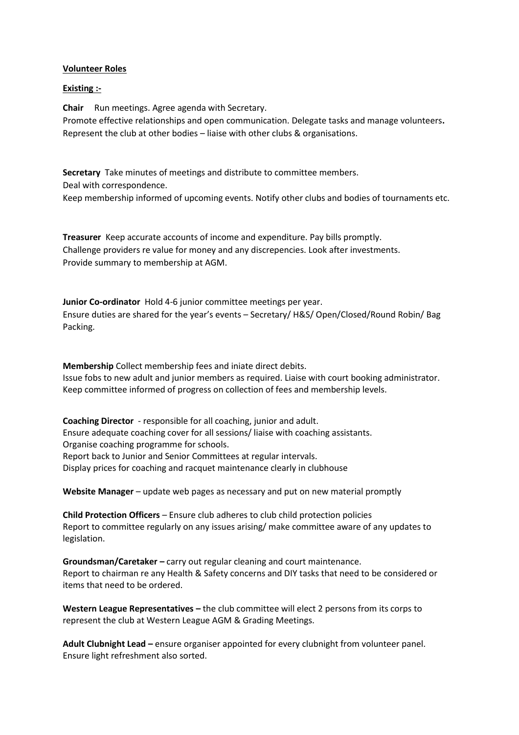**Volunteer Roles**

**Existing :-**

**Chair** Run meetings. Agree agenda with Secretary.
Promote effective relationships and open communication. Delegate tasks and manage volunteers**.**
Represent the club at other bodies – liaise with other clubs & organisations.

**Secretary** Take minutes of meetings and distribute to committee members.
Deal with correspondence.
Keep membership informed of upcoming events. Notify other clubs and bodies of tournaments etc.

**Treasurer** Keep accurate accounts of income and expenditure. Pay bills promptly.
Challenge providers re value for money and any discrepencies. Look after investments.
Provide summary to membership at AGM.

**Junior Co-ordinator** Hold 4-6 junior committee meetings per year.
Ensure duties are shared for the year's events – Secretary/ H&S/ Open/Closed/Round Robin/ Bag Packing.

**Membership** Collect membership fees and iniate direct debits.
Issue fobs to new adult and junior members as required. Liaise with court booking administrator.
Keep committee informed of progress on collection of fees and membership levels.

**Coaching Director** - responsible for all coaching, junior and adult.
Ensure adequate coaching cover for all sessions/ liaise with coaching assistants.
Organise coaching programme for schools.
Report back to Junior and Senior Committees at regular intervals.
Display prices for coaching and racquet maintenance clearly in clubhouse

**Website Manager** – update web pages as necessary and put on new material promptly

**Child Protection Officers** – Ensure club adheres to club child protection policies
Report to committee regularly on any issues arising/ make committee aware of any updates to legislation.

**Groundsman/Caretaker –** carry out regular cleaning and court maintenance.
Report to chairman re any Health & Safety concerns and DIY tasks that need to be considered or items that need to be ordered.

**Western League Representatives –** the club committee will elect 2 persons from its corps to represent the club at Western League AGM & Grading Meetings.

**Adult Clubnight Lead –** ensure organiser appointed for every clubnight from volunteer panel.
Ensure light refreshment also sorted.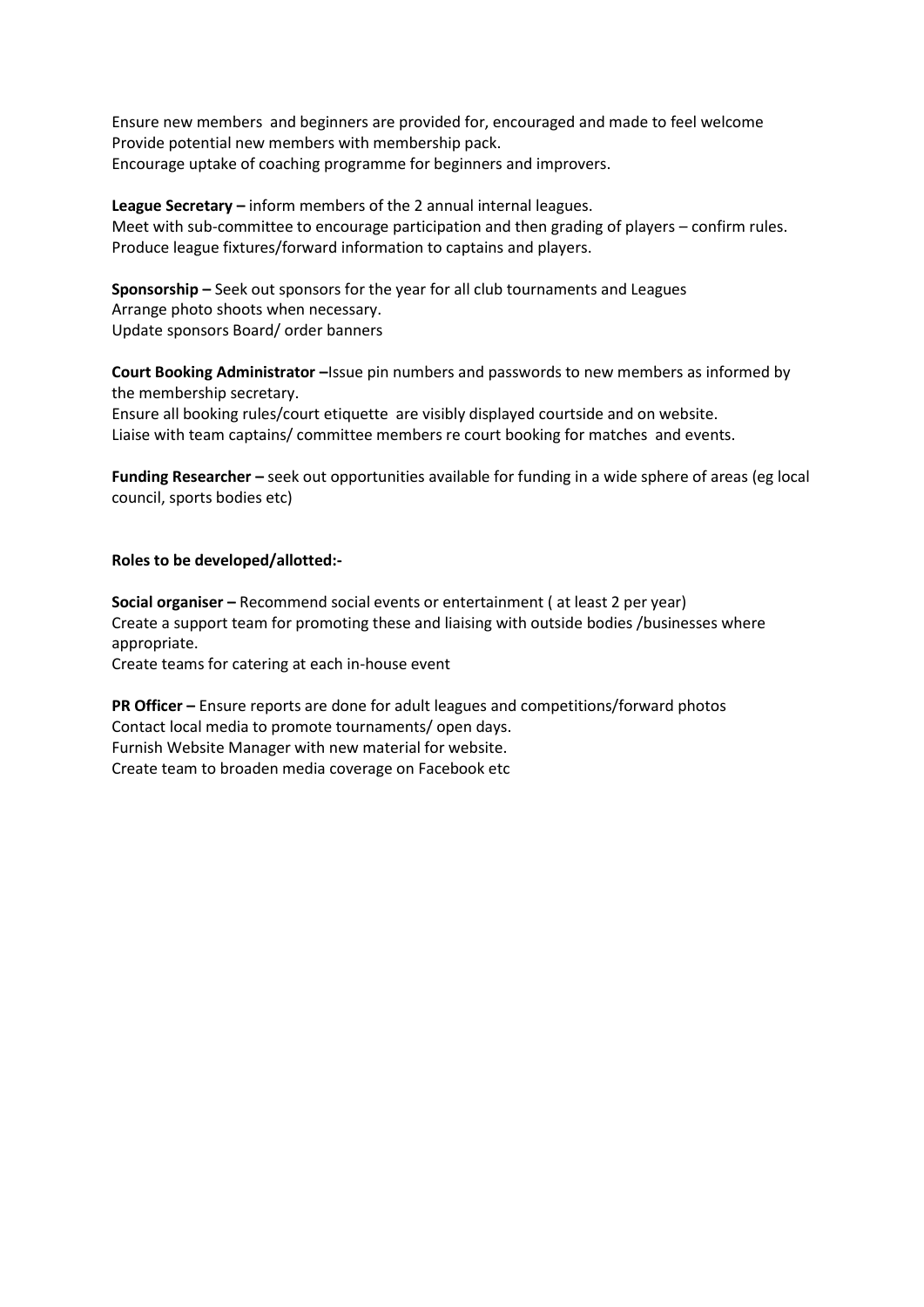Ensure new members and beginners are provided for, encouraged and made to feel welcome
Provide potential new members with membership pack.
Encourage uptake of coaching programme for beginners and improvers.

**League Secretary –** inform members of the 2 annual internal leagues.
Meet with sub-committee to encourage participation and then grading of players – confirm rules.
Produce league fixtures/forward information to captains and players.

**Sponsorship –** Seek out sponsors for the year for all club tournaments and Leagues
Arrange photo shoots when necessary.
Update sponsors Board/ order banners

**Court Booking Administrator –**Issue pin numbers and passwords to new members as informed by the membership secretary.
Ensure all booking rules/court etiquette are visibly displayed courtside and on website.
Liaise with team captains/ committee members re court booking for matches and events.

**Funding Researcher –** seek out opportunities available for funding in a wide sphere of areas (eg local council, sports bodies etc)

**Roles to be developed/allotted:-**

**Social organiser –** Recommend social events or entertainment ( at least 2 per year)
Create a support team for promoting these and liaising with outside bodies /businesses where appropriate.
Create teams for catering at each in-house event

**PR Officer –** Ensure reports are done for adult leagues and competitions/forward photos
Contact local media to promote tournaments/ open days.
Furnish Website Manager with new material for website.
Create team to broaden media coverage on Facebook etc